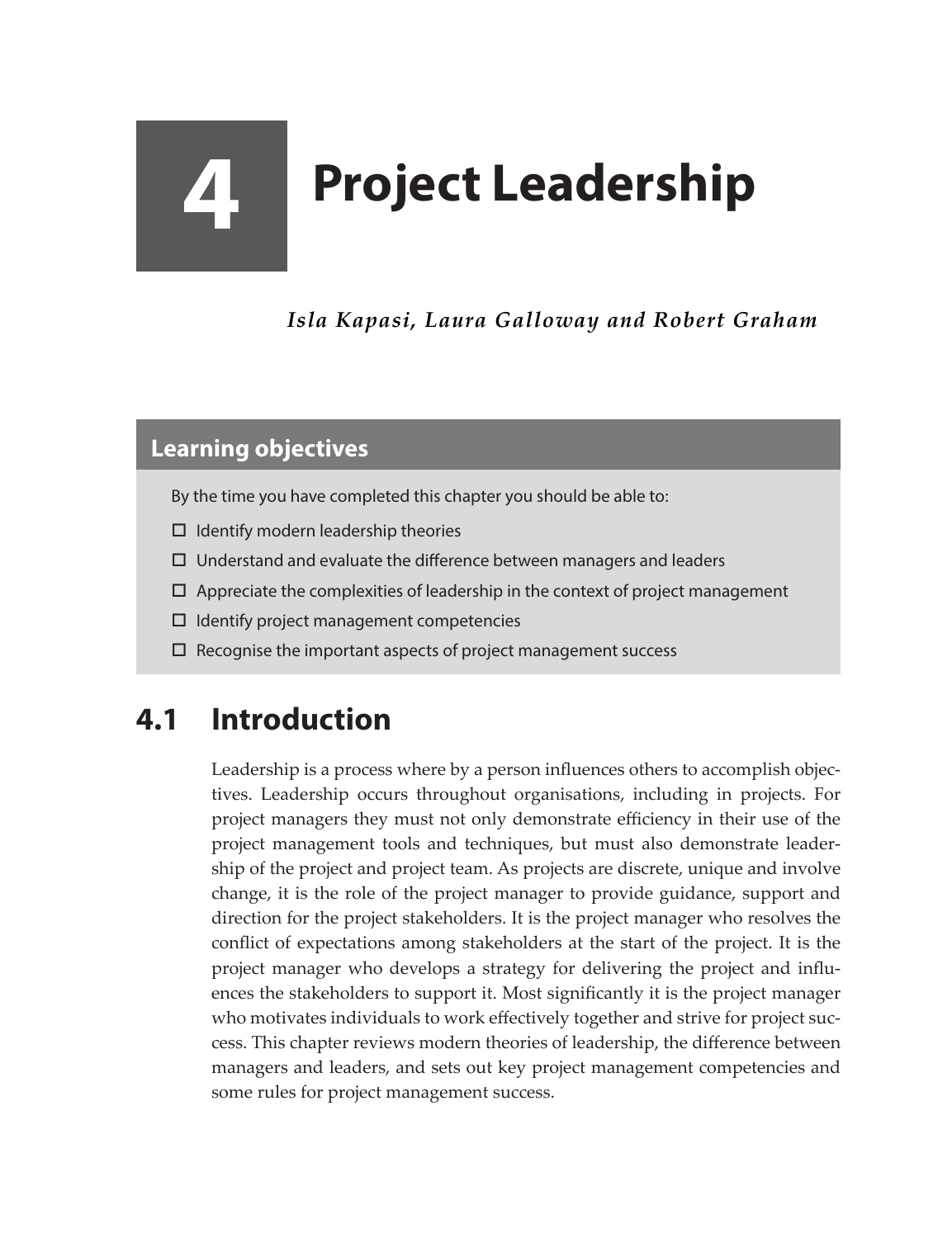# 4 Project Leadership

*Isla Kapasi, Laura Galloway and Robert Graham*

## Learning objectives

By the time you have completed this chapter you should be able to:

- ☐ Identify modern leadership theories
- ☐ Understand and evaluate the difference between managers and leaders
- ☐ Appreciate the complexities of leadership in the context of project management
- ☐ Identify project management competencies
- ☐ Recognise the important aspects of project management success

## 4.1 Introduction

Leadership is a process where by a person influences others to accomplish objectives. Leadership occurs throughout organisations, including in projects. For project managers they must not only demonstrate efficiency in their use of the project management tools and techniques, but must also demonstrate leadership of the project and project team. As projects are discrete, unique and involve change, it is the role of the project manager to provide guidance, support and direction for the project stakeholders. It is the project manager who resolves the conflict of expectations among stakeholders at the start of the project. It is the project manager who develops a strategy for delivering the project and influences the stakeholders to support it. Most significantly it is the project manager who motivates individuals to work effectively together and strive for project success. This chapter reviews modern theories of leadership, the difference between managers and leaders, and sets out key project management competencies and some rules for project management success.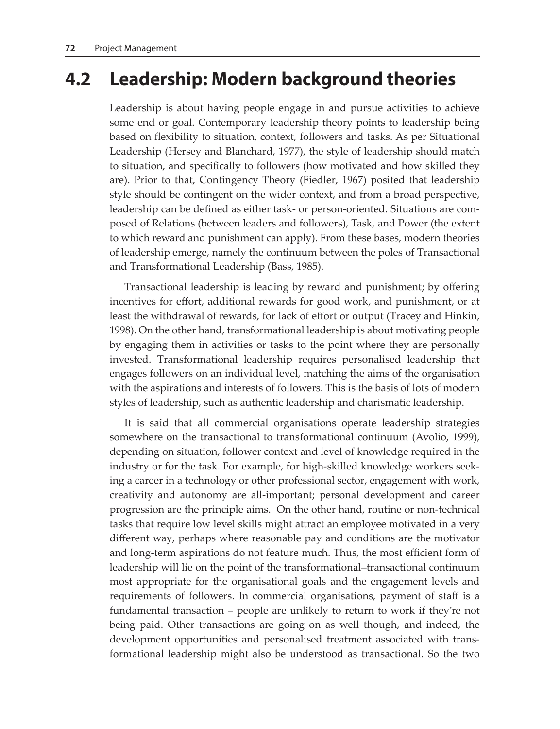## 4.2 Leadership: Modern background theories

Leadership is about having people engage in and pursue activities to achieve some end or goal. Contemporary leadership theory points to leadership being based on flexibility to situation, context, followers and tasks. As per Situational Leadership (Hersey and Blanchard, 1977), the style of leadership should match to situation, and specifically to followers (how motivated and how skilled they are). Prior to that, Contingency Theory (Fiedler, 1967) posited that leadership style should be contingent on the wider context, and from a broad perspective, leadership can be defined as either task- or person-oriented. Situations are composed of Relations (between leaders and followers), Task, and Power (the extent to which reward and punishment can apply). From these bases, modern theories of leadership emerge, namely the continuum between the poles of Transactional and Transformational Leadership (Bass, 1985).

Transactional leadership is leading by reward and punishment; by offering incentives for effort, additional rewards for good work, and punishment, or at least the withdrawal of rewards, for lack of effort or output (Tracey and Hinkin, 1998). On the other hand, transformational leadership is about motivating people by engaging them in activities or tasks to the point where they are personally invested. Transformational leadership requires personalised leadership that engages followers on an individual level, matching the aims of the organisation with the aspirations and interests of followers. This is the basis of lots of modern styles of leadership, such as authentic leadership and charismatic leadership.

It is said that all commercial organisations operate leadership strategies somewhere on the transactional to transformational continuum (Avolio, 1999), depending on situation, follower context and level of knowledge required in the industry or for the task. For example, for high-skilled knowledge workers seeking a career in a technology or other professional sector, engagement with work, creativity and autonomy are all-important; personal development and career progression are the principle aims. On the other hand, routine or non-technical tasks that require low level skills might attract an employee motivated in a very different way, perhaps where reasonable pay and conditions are the motivator and long-term aspirations do not feature much. Thus, the most efficient form of leadership will lie on the point of the transformational–transactional continuum most appropriate for the organisational goals and the engagement levels and requirements of followers. In commercial organisations, payment of staff is a fundamental transaction – people are unlikely to return to work if they're not being paid. Other transactions are going on as well though, and indeed, the development opportunities and personalised treatment associated with transformational leadership might also be understood as transactional. So the two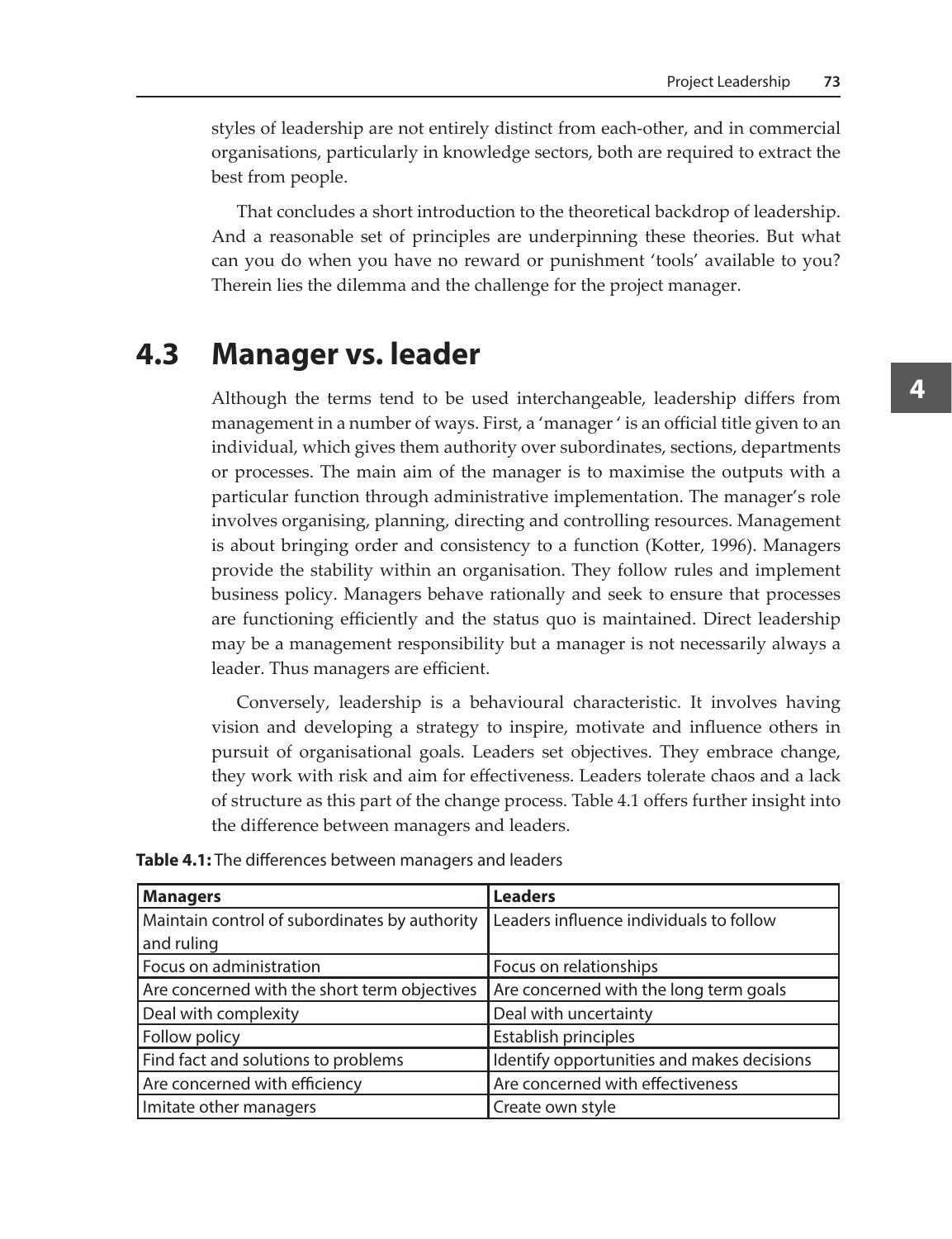styles of leadership are not entirely distinct from each-other, and in commercial organisations, particularly in knowledge sectors, both are required to extract the best from people.

That concludes a short introduction to the theoretical backdrop of leadership. And a reasonable set of principles are underpinning these theories. But what can you do when you have no reward or punishment 'tools' available to you? Therein lies the dilemma and the challenge for the project manager.

## 4.3 Manager vs. leader

Although the terms tend to be used interchangeable, leadership differs from management in a number of ways. First, a 'manager ' is an official title given to an individual, which gives them authority over subordinates, sections, departments or processes. The main aim of the manager is to maximise the outputs with a particular function through administrative implementation. The manager's role involves organising, planning, directing and controlling resources. Management is about bringing order and consistency to a function (Kotter, 1996). Managers provide the stability within an organisation. They follow rules and implement business policy. Managers behave rationally and seek to ensure that processes are functioning efficiently and the status quo is maintained. Direct leadership may be a management responsibility but a manager is not necessarily always a leader. Thus managers are efficient.

Conversely, leadership is a behavioural characteristic. It involves having vision and developing a strategy to inspire, motivate and influence others in pursuit of organisational goals. Leaders set objectives. They embrace change, they work with risk and aim for effectiveness. Leaders tolerate chaos and a lack of structure as this part of the change process. Table 4.1 offers further insight into the difference between managers and leaders.

**Table 4.1:** The differences between managers and leaders

| Managers | Leaders |
|---|---|
| Maintain control of subordinates by authority and ruling | Leaders influence individuals to follow |
| Focus on administration | Focus on relationships |
| Are concerned with the short term objectives | Are concerned with the long term goals |
| Deal with complexity | Deal with uncertainty |
| Follow policy | Establish principles |
| Find fact and solutions to problems | Identify opportunities and makes decisions |
| Are concerned with efficiency | Are concerned with effectiveness |
| Imitate other managers | Create own style |